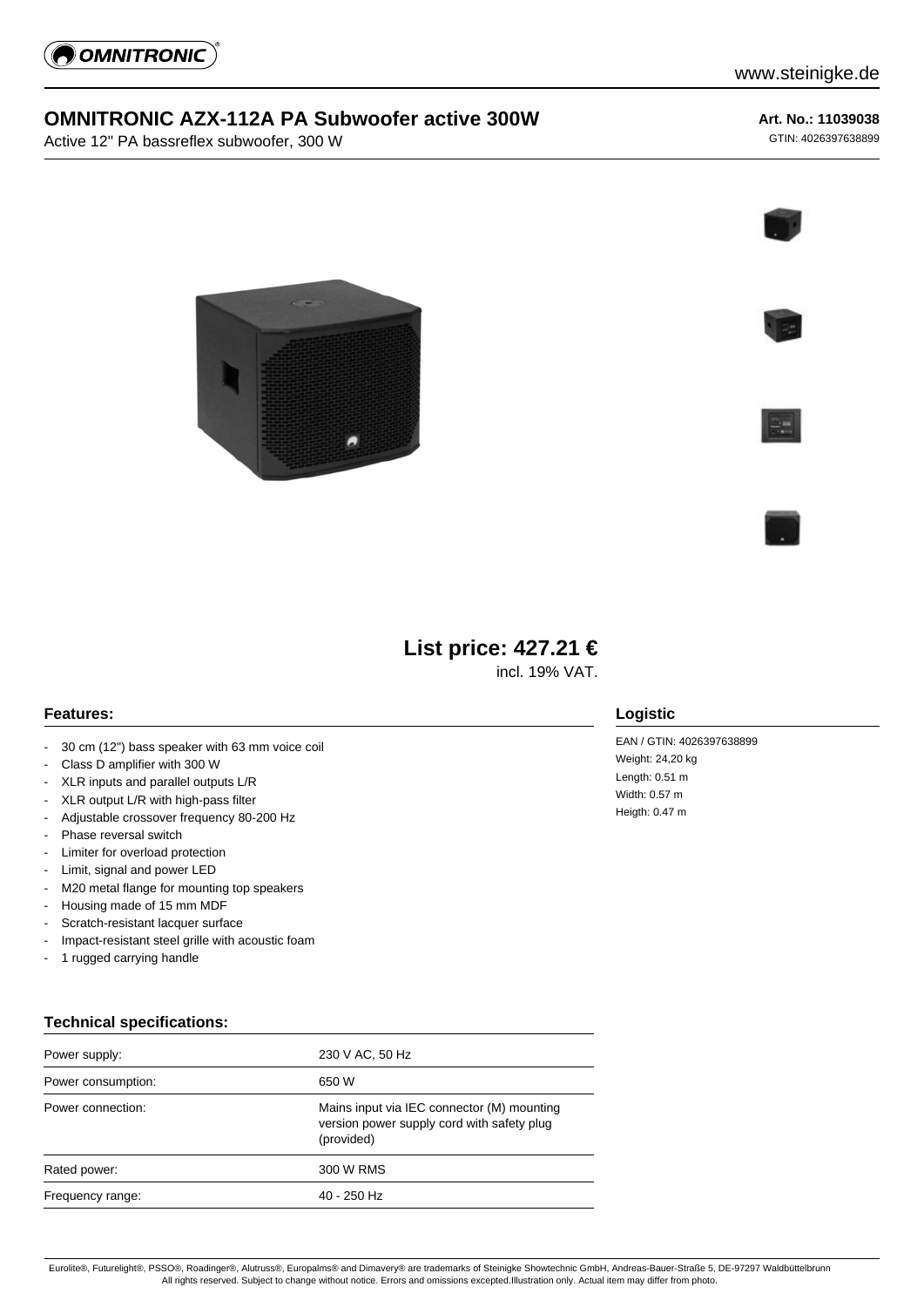# OMNITRONIC AZX-112A PA Subwoofer active 300W

Active 12" PA bassreflex subwoofer, 300 W

**Art. No.: 11039038**

GTIN: 4026397638899

## List price: 427.21 €

incl. 19% VAT.

### Features:

- 30 cm (12") bass speaker with 63 mm voice coil
- Class D amplifier with 300 W
- XLR inputs and parallel outputs L/R
- XLR output L/R with high-pass filter
- Adjustable crossover frequency 80-200 Hz
- Phase reversal switch
- Limiter for overload protection
- Limit, signal and power LED
- M20 metal flange for mounting top speakers
- Housing made of 15 mm MDF
- Scratch-resistant lacquer surface
- Impact-resistant steel grille with acoustic foam
- 1 rugged carrying handle

### Logistic

EAN / GTIN: 4026397638899
Weight: 24,20 kg
Length: 0.51 m
Width: 0.57 m
Heigth: 0.47 m

### Technical specifications:

| | |
|---|---|
| Power supply: | 230 V AC, 50 Hz |
| Power consumption: | 650 W |
| Power connection: | Mains input via IEC connector (M) mounting version power supply cord with safety plug (provided) |
| Rated power: | 300 W RMS |
| Frequency range: | 40 - 250 Hz |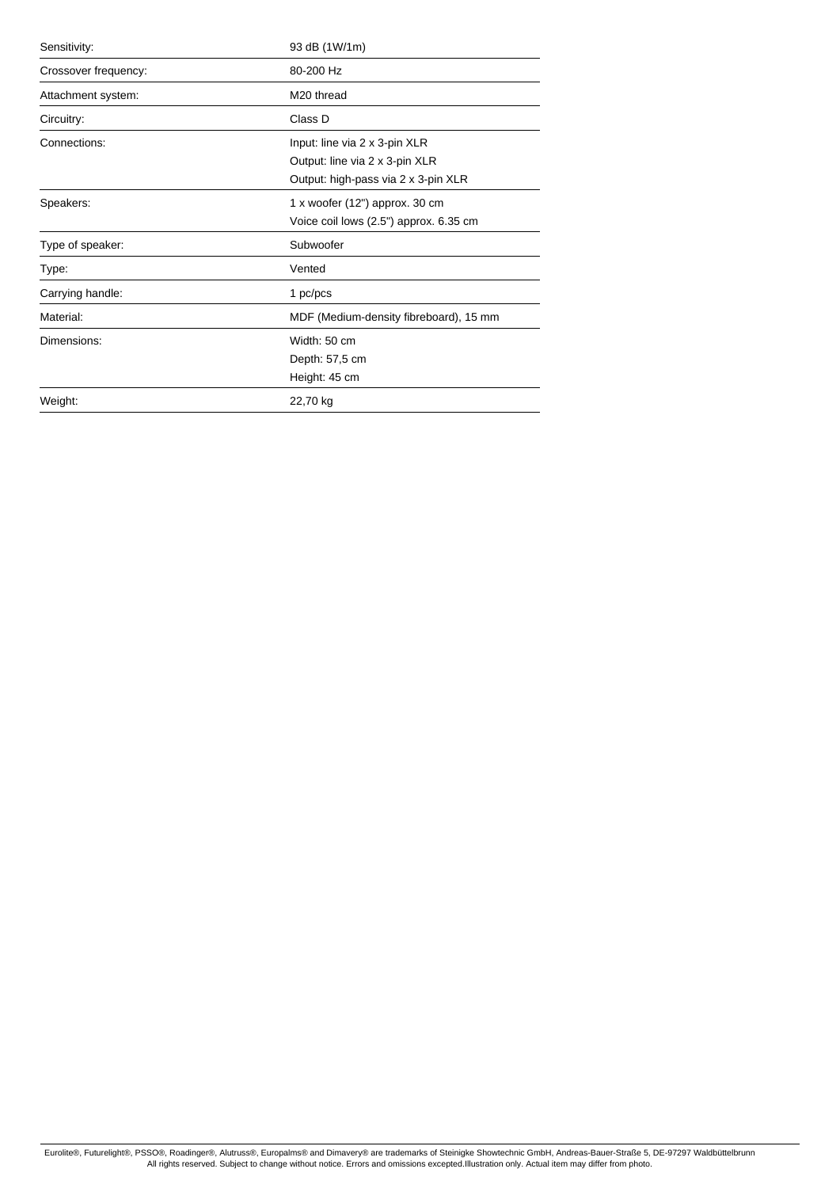| | |
|---|---|
| Sensitivity: | 93 dB (1W/1m) |
| Crossover frequency: | 80-200 Hz |
| Attachment system: | M20 thread |
| Circuitry: | Class D |
| Connections: | Input: line via 2 x 3-pin XLR<br>Output: line via 2 x 3-pin XLR<br>Output: high-pass via 2 x 3-pin XLR |
| Speakers: | 1 x woofer (12") approx. 30 cm<br>Voice coil lows (2.5") approx. 6.35 cm |
| Type of speaker: | Subwoofer |
| Type: | Vented |
| Carrying handle: | 1 pc/pcs |
| Material: | MDF (Medium-density fibreboard), 15 mm |
| Dimensions: | Width: 50 cm<br>Depth: 57,5 cm<br>Height: 45 cm |
| Weight: | 22,70 kg |

Eurolite®, Futurelight®, PSSO®, Roadinger®, Alutruss®, Europalms® and Dimavery® are trademarks of Steinigke Showtechnic GmbH, Andreas-Bauer-Straße 5, DE-97297 Waldbüttelbrunn
All rights reserved. Subject to change without notice. Errors and omissions excepted.Illustration only. Actual item may differ from photo.